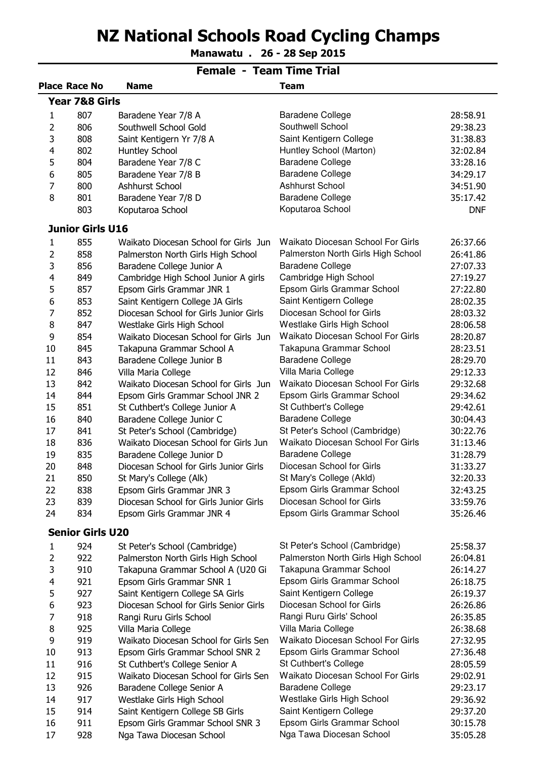# NZ National Schools Road Cycling Champs

**Manawatu . 26 - 28 Sep 2015**

## Female - Team Time Trial

| Place | Race No | Name | Team | |
|---|---|---|---|---|
| **Year 7&8 Girls** | | | | |
| 1 | 807 | Baradene Year 7/8 A | Baradene College | 28:58.91 |
| 2 | 806 | Southwell School Gold | Southwell School | 29:38.23 |
| 3 | 808 | Saint Kentigern Yr 7/8 A | Saint Kentigern College | 31:38.83 |
| 4 | 802 | Huntley School | Huntley School (Marton) | 32:02.84 |
| 5 | 804 | Baradene Year 7/8 C | Baradene College | 33:28.16 |
| 6 | 805 | Baradene Year 7/8 B | Baradene College | 34:29.17 |
| 7 | 800 | Ashhurst School | Ashhurst School | 34:51.90 |
| 8 | 801 | Baradene Year 7/8 D | Baradene College | 35:17.42 |
| | 803 | Koputaroa School | Koputaroa School | DNF |
| **Junior Girls U16** | | | | |
| 1 | 855 | Waikato Diocesan School for Girls Jun | Waikato Diocesan School For Girls | 26:37.66 |
| 2 | 858 | Palmerston North Girls High School | Palmerston North Girls High School | 26:41.86 |
| 3 | 856 | Baradene College Junior A | Baradene College | 27:07.33 |
| 4 | 849 | Cambridge High School Junior A girls | Cambridge High School | 27:19.27 |
| 5 | 857 | Epsom Girls Grammar JNR 1 | Epsom Girls Grammar School | 27:22.80 |
| 6 | 853 | Saint Kentigern College JA Girls | Saint Kentigern College | 28:02.35 |
| 7 | 852 | Diocesan School for Girls Junior Girls | Diocesan School for Girls | 28:03.32 |
| 8 | 847 | Westlake Girls High School | Westlake Girls High School | 28:06.58 |
| 9 | 854 | Waikato Diocesan School for Girls Jun | Waikato Diocesan School For Girls | 28:20.87 |
| 10 | 845 | Takapuna Grammar School A | Takapuna Grammar School | 28:23.51 |
| 11 | 843 | Baradene College Junior B | Baradene College | 28:29.70 |
| 12 | 846 | Villa Maria College | Villa Maria College | 29:12.33 |
| 13 | 842 | Waikato Diocesan School for Girls Jun | Waikato Diocesan School For Girls | 29:32.68 |
| 14 | 844 | Epsom Girls Grammar School JNR 2 | Epsom Girls Grammar School | 29:34.62 |
| 15 | 851 | St Cuthbert's College Junior A | St Cuthbert's College | 29:42.61 |
| 16 | 840 | Baradene College Junior C | Baradene College | 30:04.43 |
| 17 | 841 | St Peter's School (Cambridge) | St Peter's School (Cambridge) | 30:22.76 |
| 18 | 836 | Waikato Diocesan School for Girls Jun | Waikato Diocesan School For Girls | 31:13.46 |
| 19 | 835 | Baradene College Junior D | Baradene College | 31:28.79 |
| 20 | 848 | Diocesan School for Girls Junior Girls | Diocesan School for Girls | 31:33.27 |
| 21 | 850 | St Mary's College (Alk) | St Mary's College (Akld) | 32:20.33 |
| 22 | 838 | Epsom Girls Grammar JNR 3 | Epsom Girls Grammar School | 32:43.25 |
| 23 | 839 | Diocesan School for Girls Junior Girls | Diocesan School for Girls | 33:59.76 |
| 24 | 834 | Epsom Girls Grammar JNR 4 | Epsom Girls Grammar School | 35:26.46 |
| **Senior Girls U20** | | | | |
| 1 | 924 | St Peter's School (Cambridge) | St Peter's School (Cambridge) | 25:58.37 |
| 2 | 922 | Palmerston North Girls High School | Palmerston North Girls High School | 26:04.81 |
| 3 | 910 | Takapuna Grammar School A (U20 Gi | Takapuna Grammar School | 26:14.27 |
| 4 | 921 | Epsom Girls Grammar SNR 1 | Epsom Girls Grammar School | 26:18.75 |
| 5 | 927 | Saint Kentigern College SA Girls | Saint Kentigern College | 26:19.37 |
| 6 | 923 | Diocesan School for Girls Senior Girls | Diocesan School for Girls | 26:26.86 |
| 7 | 918 | Rangi Ruru Girls School | Rangi Ruru Girls' School | 26:35.85 |
| 8 | 925 | Villa Maria College | Villa Maria College | 26:38.68 |
| 9 | 919 | Waikato Diocesan School for Girls Sen | Waikato Diocesan School For Girls | 27:32.95 |
| 10 | 913 | Epsom Girls Grammar School SNR 2 | Epsom Girls Grammar School | 27:36.48 |
| 11 | 916 | St Cuthbert's College Senior A | St Cuthbert's College | 28:05.59 |
| 12 | 915 | Waikato Diocesan School for Girls Sen | Waikato Diocesan School For Girls | 29:02.91 |
| 13 | 926 | Baradene College Senior A | Baradene College | 29:23.17 |
| 14 | 917 | Westlake Girls High School | Westlake Girls High School | 29:36.92 |
| 15 | 914 | Saint Kentigern College SB Girls | Saint Kentigern College | 29:37.20 |
| 16 | 911 | Epsom Girls Grammar School SNR 3 | Epsom Girls Grammar School | 30:15.78 |
| 17 | 928 | Nga Tawa Diocesan School | Nga Tawa Diocesan School | 35:05.28 |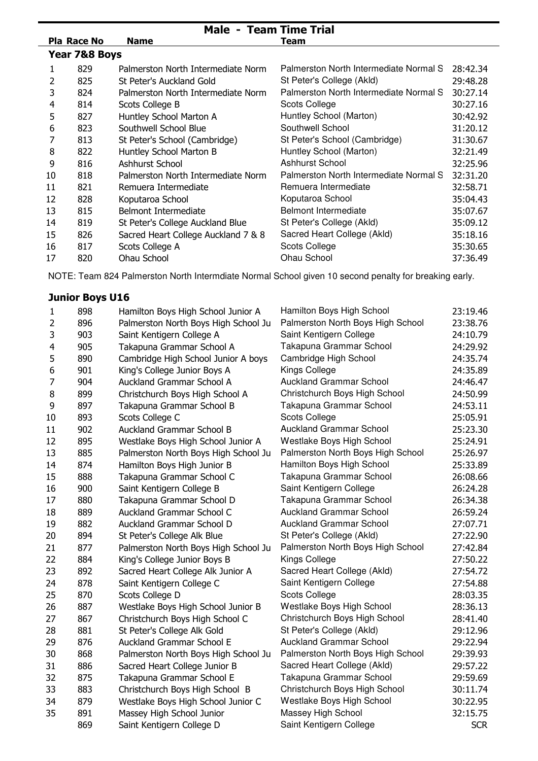# Male - Team Time Trial

## Year 7&8 Boys

| Pla | Race No | Name | Team | |
|---|---|---|---|---|
| 1 | 829 | Palmerston North Intermediate Norm | Palmerston North Intermediate Normal S | 28:42.34 |
| 2 | 825 | St Peter's Auckland Gold | St Peter's College (Akld) | 29:48.28 |
| 3 | 824 | Palmerston North Intermediate Norm | Palmerston North Intermediate Normal S | 30:27.14 |
| 4 | 814 | Scots College B | Scots College | 30:27.16 |
| 5 | 827 | Huntley School Marton A | Huntley School (Marton) | 30:42.92 |
| 6 | 823 | Southwell School Blue | Southwell School | 31:20.12 |
| 7 | 813 | St Peter's School (Cambridge) | St Peter's School (Cambridge) | 31:30.67 |
| 8 | 822 | Huntley School Marton B | Huntley School (Marton) | 32:21.49 |
| 9 | 816 | Ashhurst School | Ashhurst School | 32:25.96 |
| 10 | 818 | Palmerston North Intermediate Norm | Palmerston North Intermediate Normal S | 32:31.20 |
| 11 | 821 | Remuera Intermediate | Remuera Intermediate | 32:58.71 |
| 12 | 828 | Koputaroa School | Koputaroa School | 35:04.43 |
| 13 | 815 | Belmont Intermediate | Belmont Intermediate | 35:07.67 |
| 14 | 819 | St Peter's College Auckland Blue | St Peter's College (Akld) | 35:09.12 |
| 15 | 826 | Sacred Heart College Auckland 7 & 8 | Sacred Heart College (Akld) | 35:18.16 |
| 16 | 817 | Scots College A | Scots College | 35:30.65 |
| 17 | 820 | Ohau School | Ohau School | 37:36.49 |

NOTE: Team 824 Palmerston North Intermdiate Normal School given 10 second penalty for breaking early.

## Junior Boys U16

| Pla | Race No | Name | Team | |
|---|---|---|---|---|
| 1 | 898 | Hamilton Boys High School Junior A | Hamilton Boys High School | 23:19.46 |
| 2 | 896 | Palmerston North Boys High School Ju | Palmerston North Boys High School | 23:38.76 |
| 3 | 903 | Saint Kentigern College A | Saint Kentigern College | 24:10.79 |
| 4 | 905 | Takapuna Grammar School A | Takapuna Grammar School | 24:29.92 |
| 5 | 890 | Cambridge High School Junior A boys | Cambridge High School | 24:35.74 |
| 6 | 901 | King's College Junior Boys A | Kings College | 24:35.89 |
| 7 | 904 | Auckland Grammar School A | Auckland Grammar School | 24:46.47 |
| 8 | 899 | Christchurch Boys High School A | Christchurch Boys High School | 24:50.99 |
| 9 | 897 | Takapuna Grammar School B | Takapuna Grammar School | 24:53.11 |
| 10 | 893 | Scots College C | Scots College | 25:05.91 |
| 11 | 902 | Auckland Grammar School B | Auckland Grammar School | 25:23.30 |
| 12 | 895 | Westlake Boys High School Junior A | Westlake Boys High School | 25:24.91 |
| 13 | 885 | Palmerston North Boys High School Ju | Palmerston North Boys High School | 25:26.97 |
| 14 | 874 | Hamilton Boys High Junior B | Hamilton Boys High School | 25:33.89 |
| 15 | 888 | Takapuna Grammar School C | Takapuna Grammar School | 26:08.66 |
| 16 | 900 | Saint Kentigern College B | Saint Kentigern College | 26:24.28 |
| 17 | 880 | Takapuna Grammar School D | Takapuna Grammar School | 26:34.38 |
| 18 | 889 | Auckland Grammar School C | Auckland Grammar School | 26:59.24 |
| 19 | 882 | Auckland Grammar School D | Auckland Grammar School | 27:07.71 |
| 20 | 894 | St Peter's College Alk Blue | St Peter's College (Akld) | 27:22.90 |
| 21 | 877 | Palmerston North Boys High School Ju | Palmerston North Boys High School | 27:42.84 |
| 22 | 884 | King's College Junior Boys B | Kings College | 27:50.22 |
| 23 | 892 | Sacred Heart College Alk Junior A | Sacred Heart College (Akld) | 27:54.72 |
| 24 | 878 | Saint Kentigern College C | Saint Kentigern College | 27:54.88 |
| 25 | 870 | Scots College D | Scots College | 28:03.35 |
| 26 | 887 | Westlake Boys High School Junior B | Westlake Boys High School | 28:36.13 |
| 27 | 867 | Christchurch Boys High School C | Christchurch Boys High School | 28:41.40 |
| 28 | 881 | St Peter's College Alk Gold | St Peter's College (Akld) | 29:12.96 |
| 29 | 876 | Auckland Grammar School E | Auckland Grammar School | 29:22.94 |
| 30 | 868 | Palmerston North Boys High School Ju | Palmerston North Boys High School | 29:39.93 |
| 31 | 886 | Sacred Heart College Junior B | Sacred Heart College (Akld) | 29:57.22 |
| 32 | 875 | Takapuna Grammar School E | Takapuna Grammar School | 29:59.69 |
| 33 | 883 | Christchurch Boys High School B | Christchurch Boys High School | 30:11.74 |
| 34 | 879 | Westlake Boys High School Junior C | Westlake Boys High School | 30:22.95 |
| 35 | 891 | Massey High School Junior | Massey High School | 32:15.75 |
| | 869 | Saint Kentigern College D | Saint Kentigern College | SCR |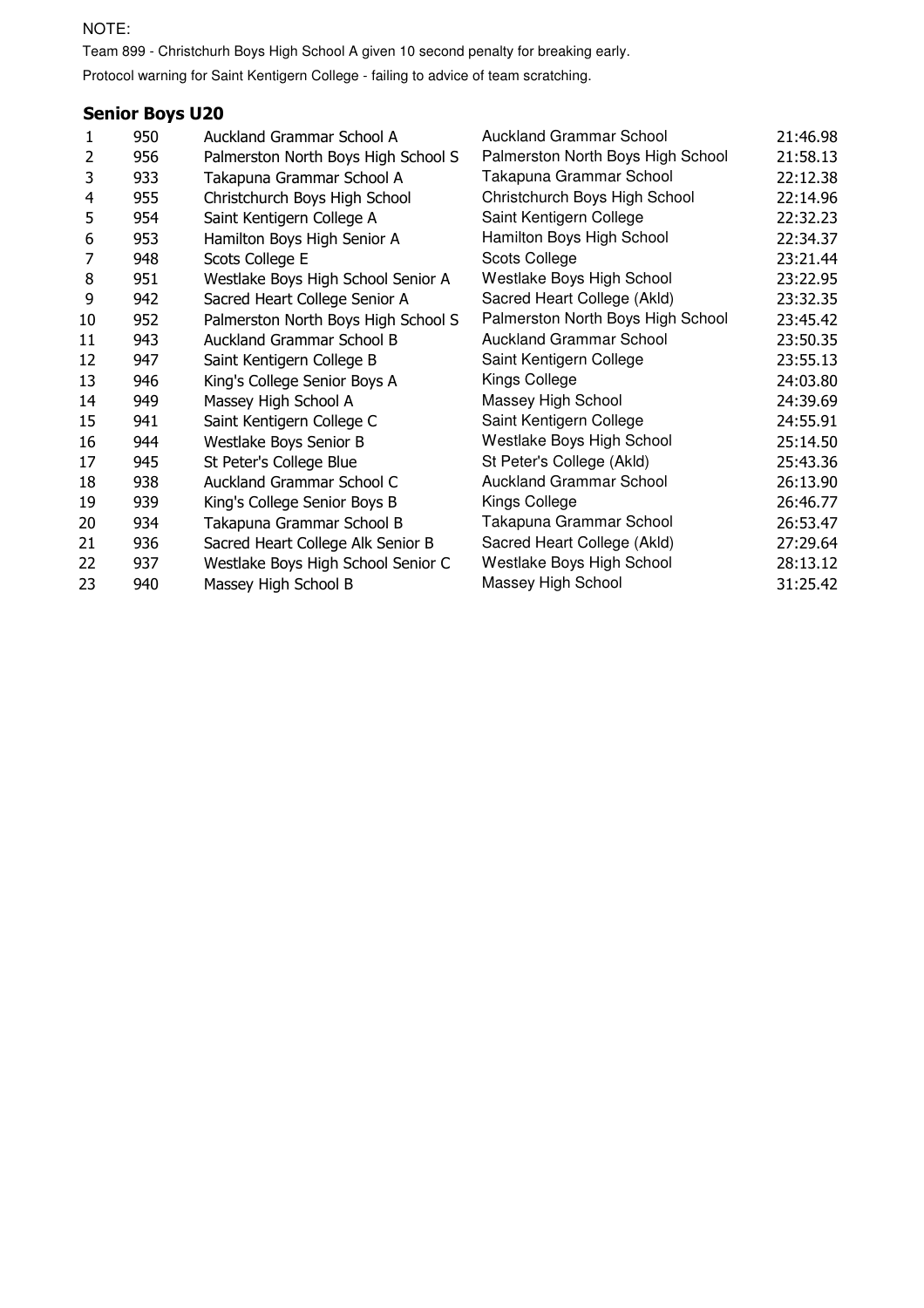NOTE:

Team 899 - Christchurh Boys High School A given 10 second penalty for breaking early.

Protocol warning for Saint Kentigern College - failing to advice of team scratching.

### Senior Boys U20

| | | | | |
|---|---|---|---|---|
| 1 | 950 | Auckland Grammar School A | Auckland Grammar School | 21:46.98 |
| 2 | 956 | Palmerston North Boys High School S | Palmerston North Boys High School | 21:58.13 |
| 3 | 933 | Takapuna Grammar School A | Takapuna Grammar School | 22:12.38 |
| 4 | 955 | Christchurch Boys High School | Christchurch Boys High School | 22:14.96 |
| 5 | 954 | Saint Kentigern College A | Saint Kentigern College | 22:32.23 |
| 6 | 953 | Hamilton Boys High Senior A | Hamilton Boys High School | 22:34.37 |
| 7 | 948 | Scots College E | Scots College | 23:21.44 |
| 8 | 951 | Westlake Boys High School Senior A | Westlake Boys High School | 23:22.95 |
| 9 | 942 | Sacred Heart College Senior A | Sacred Heart College (Akld) | 23:32.35 |
| 10 | 952 | Palmerston North Boys High School S | Palmerston North Boys High School | 23:45.42 |
| 11 | 943 | Auckland Grammar School B | Auckland Grammar School | 23:50.35 |
| 12 | 947 | Saint Kentigern College B | Saint Kentigern College | 23:55.13 |
| 13 | 946 | King's College Senior Boys A | Kings College | 24:03.80 |
| 14 | 949 | Massey High School A | Massey High School | 24:39.69 |
| 15 | 941 | Saint Kentigern College C | Saint Kentigern College | 24:55.91 |
| 16 | 944 | Westlake Boys Senior B | Westlake Boys High School | 25:14.50 |
| 17 | 945 | St Peter's College Blue | St Peter's College (Akld) | 25:43.36 |
| 18 | 938 | Auckland Grammar School C | Auckland Grammar School | 26:13.90 |
| 19 | 939 | King's College Senior Boys B | Kings College | 26:46.77 |
| 20 | 934 | Takapuna Grammar School B | Takapuna Grammar School | 26:53.47 |
| 21 | 936 | Sacred Heart College Alk Senior B | Sacred Heart College (Akld) | 27:29.64 |
| 22 | 937 | Westlake Boys High School Senior C | Westlake Boys High School | 28:13.12 |
| 23 | 940 | Massey High School B | Massey High School | 31:25.42 |